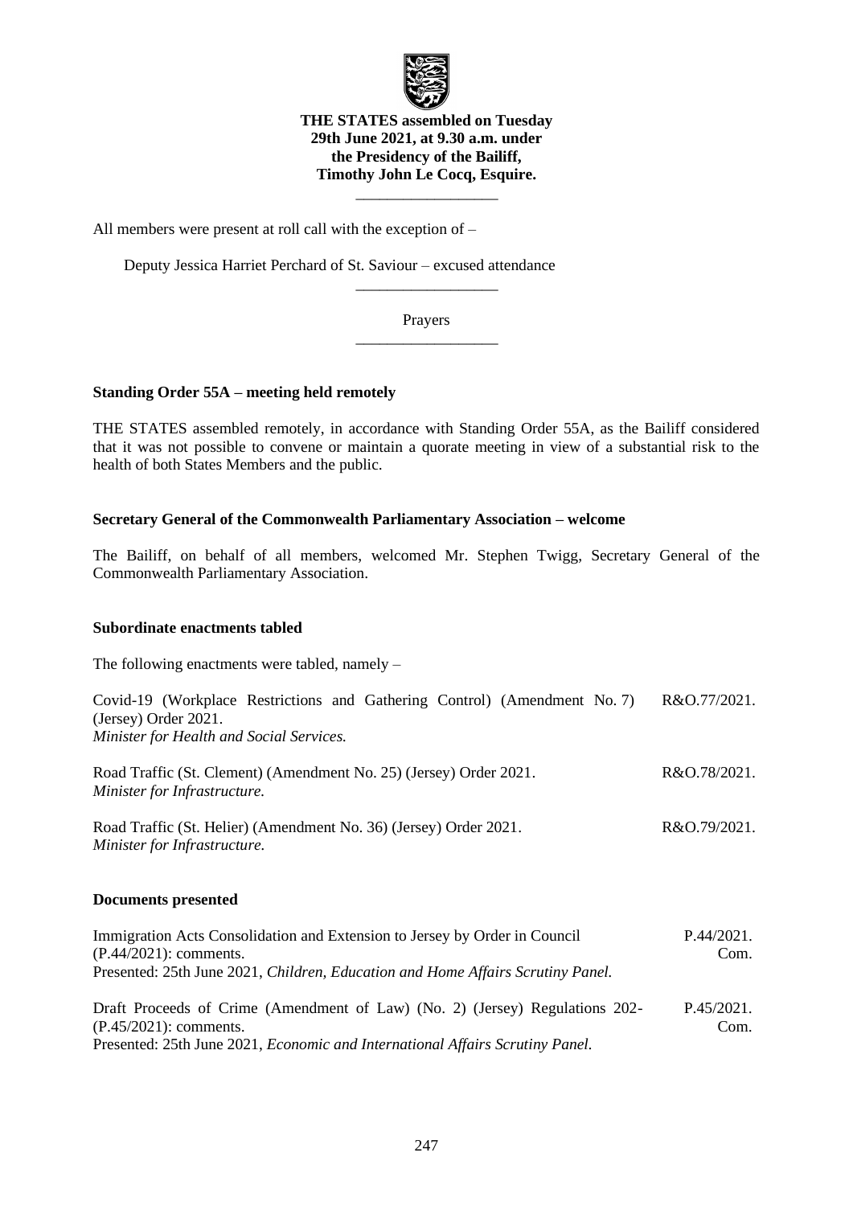**THE STATES assembled on Tuesday 29th June 2021, at 9.30 a.m. under the Presidency of the Bailiff, Timothy John Le Cocq, Esquire.**

---

All members were present at roll call with the exception of –

Deputy Jessica Harriet Perchard of St. Saviour – excused attendance

---

Prayers

---

**Standing Order 55A – meeting held remotely**

THE STATES assembled remotely, in accordance with Standing Order 55A, as the Bailiff considered that it was not possible to convene or maintain a quorate meeting in view of a substantial risk to the health of both States Members and the public.

**Secretary General of the Commonwealth Parliamentary Association – welcome**

The Bailiff, on behalf of all members, welcomed Mr. Stephen Twigg, Secretary General of the Commonwealth Parliamentary Association.

**Subordinate enactments tabled**

The following enactments were tabled, namely –

| | |
|---|---|
| Covid-19 (Workplace Restrictions and Gathering Control) (Amendment No. 7) (Jersey) Order 2021.<br>*Minister for Health and Social Services.* | R&O.77/2021. |
| Road Traffic (St. Clement) (Amendment No. 25) (Jersey) Order 2021.<br>*Minister for Infrastructure.* | R&O.78/2021. |
| Road Traffic (St. Helier) (Amendment No. 36) (Jersey) Order 2021.<br>*Minister for Infrastructure.* | R&O.79/2021. |

**Documents presented**

| | |
|---|---|
| Immigration Acts Consolidation and Extension to Jersey by Order in Council (P.44/2021): comments.<br>Presented: 25th June 2021, *Children, Education and Home Affairs Scrutiny Panel.* | P.44/2021. Com. |
| Draft Proceeds of Crime (Amendment of Law) (No. 2) (Jersey) Regulations 202- (P.45/2021): comments.<br>Presented: 25th June 2021, *Economic and International Affairs Scrutiny Panel.* | P.45/2021. Com. |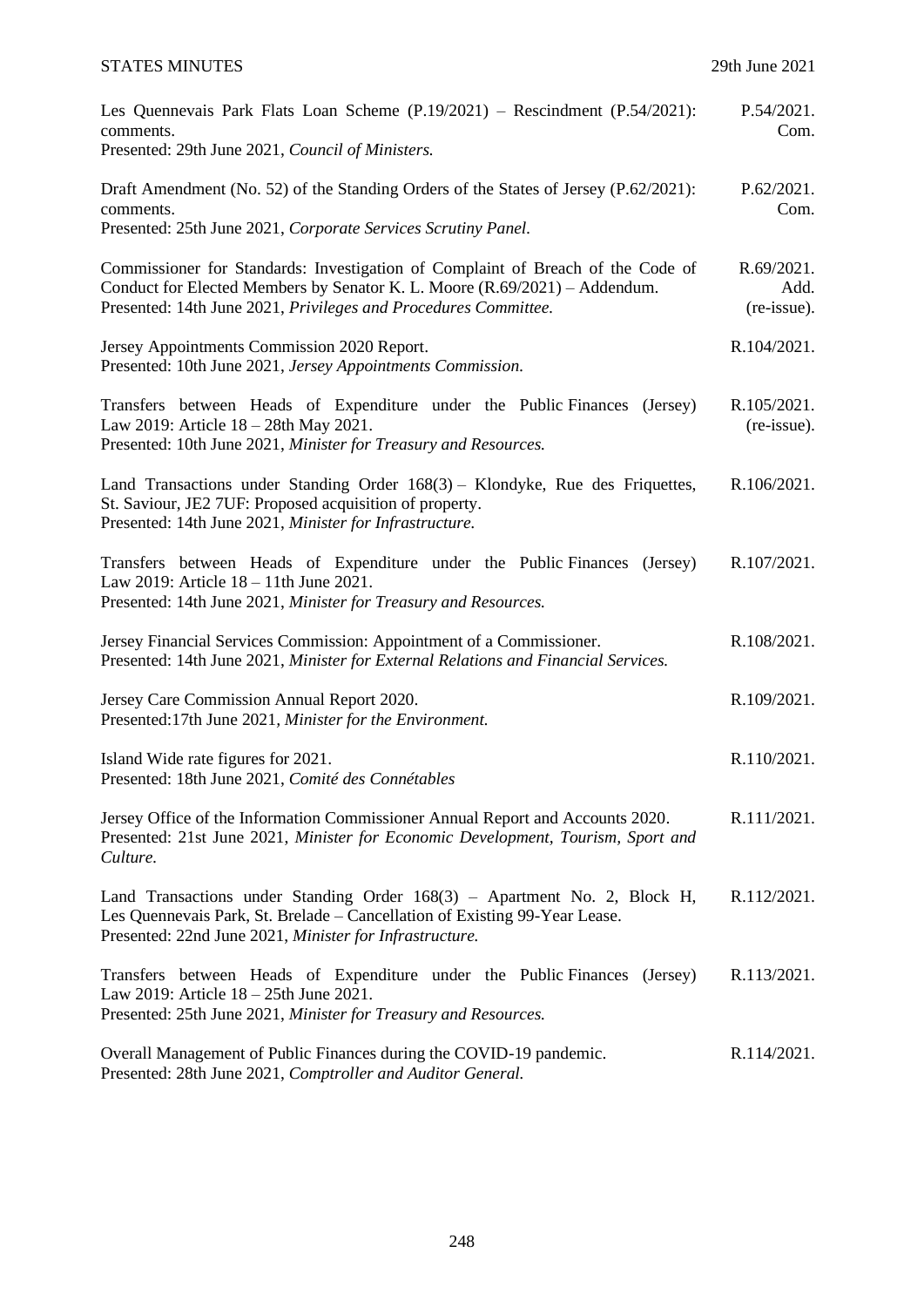Les Quennevais Park Flats Loan Scheme (P.19/2021) – Rescindment (P.54/2021): comments.
Presented: 29th June 2021, *Council of Ministers.*

P.54/2021. Com.

Draft Amendment (No. 52) of the Standing Orders of the States of Jersey (P.62/2021): comments.
Presented: 25th June 2021, *Corporate Services Scrutiny Panel.*

P.62/2021. Com.

Commissioner for Standards: Investigation of Complaint of Breach of the Code of Conduct for Elected Members by Senator K. L. Moore (R.69/2021) – Addendum.
Presented: 14th June 2021, *Privileges and Procedures Committee.*

R.69/2021. Add. (re-issue).

Jersey Appointments Commission 2020 Report.
Presented: 10th June 2021, *Jersey Appointments Commission.*

R.104/2021.

Transfers between Heads of Expenditure under the Public Finances (Jersey) Law 2019: Article 18 – 28th May 2021.
Presented: 10th June 2021, *Minister for Treasury and Resources.*

R.105/2021. (re-issue).

Land Transactions under Standing Order 168(3) – Klondyke, Rue des Friquettes, St. Saviour, JE2 7UF: Proposed acquisition of property.
Presented: 14th June 2021, *Minister for Infrastructure.*

R.106/2021.

Transfers between Heads of Expenditure under the Public Finances (Jersey) Law 2019: Article 18 – 11th June 2021.
Presented: 14th June 2021, *Minister for Treasury and Resources.*

R.107/2021.

Jersey Financial Services Commission: Appointment of a Commissioner.
Presented: 14th June 2021, *Minister for External Relations and Financial Services.*

R.108/2021.

Jersey Care Commission Annual Report 2020.
Presented:17th June 2021, *Minister for the Environment.*

R.109/2021.

Island Wide rate figures for 2021.
Presented: 18th June 2021, *Comité des Connétables*

R.110/2021.

Jersey Office of the Information Commissioner Annual Report and Accounts 2020.
Presented: 21st June 2021, *Minister for Economic Development, Tourism, Sport and Culture.*

R.111/2021.

Land Transactions under Standing Order 168(3) – Apartment No. 2, Block H, Les Quennevais Park, St. Brelade – Cancellation of Existing 99-Year Lease.
Presented: 22nd June 2021, *Minister for Infrastructure.*

R.112/2021.

Transfers between Heads of Expenditure under the Public Finances (Jersey) Law 2019: Article 18 – 25th June 2021.
Presented: 25th June 2021, *Minister for Treasury and Resources.*

R.113/2021.

Overall Management of Public Finances during the COVID-19 pandemic.
Presented: 28th June 2021, *Comptroller and Auditor General.*

R.114/2021.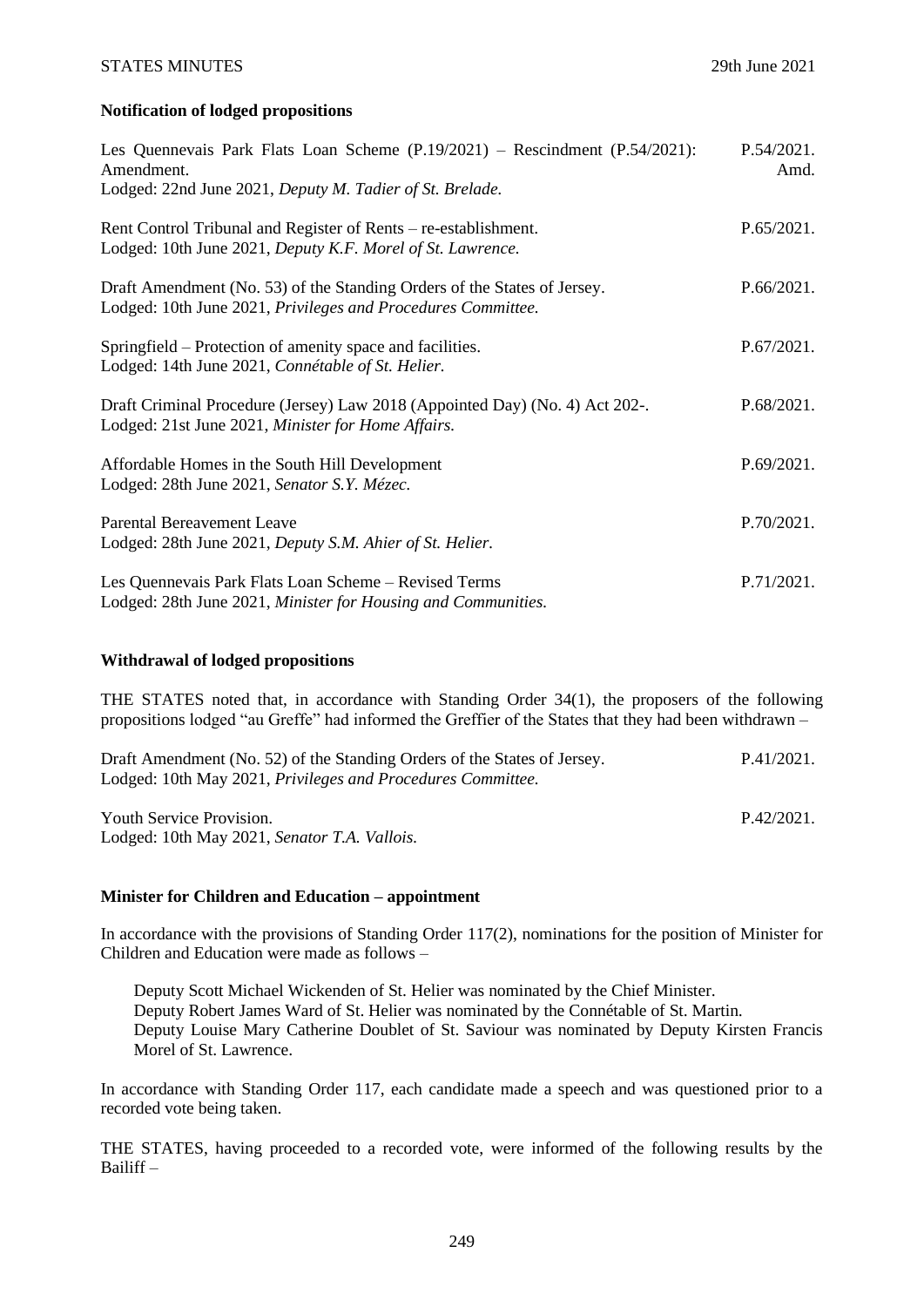### Notification of lodged propositions

Les Quennevais Park Flats Loan Scheme (P.19/2021) – Rescindment (P.54/2021): Amendment.
Lodged: 22nd June 2021, *Deputy M. Tadier of St. Brelade.* — P.54/2021. Amd.

Rent Control Tribunal and Register of Rents – re-establishment.
Lodged: 10th June 2021, *Deputy K.F. Morel of St. Lawrence.* — P.65/2021.

Draft Amendment (No. 53) of the Standing Orders of the States of Jersey.
Lodged: 10th June 2021, *Privileges and Procedures Committee.* — P.66/2021.

Springfield – Protection of amenity space and facilities.
Lodged: 14th June 2021, *Connétable of St. Helier.* — P.67/2021.

Draft Criminal Procedure (Jersey) Law 2018 (Appointed Day) (No. 4) Act 202-.
Lodged: 21st June 2021, *Minister for Home Affairs.* — P.68/2021.

Affordable Homes in the South Hill Development
Lodged: 28th June 2021, *Senator S.Y. Mézec.* — P.69/2021.

Parental Bereavement Leave
Lodged: 28th June 2021, *Deputy S.M. Ahier of St. Helier.* — P.70/2021.

Les Quennevais Park Flats Loan Scheme – Revised Terms
Lodged: 28th June 2021, *Minister for Housing and Communities.* — P.71/2021.

### Withdrawal of lodged propositions

THE STATES noted that, in accordance with Standing Order 34(1), the proposers of the following propositions lodged "au Greffe" had informed the Greffier of the States that they had been withdrawn –

Draft Amendment (No. 52) of the Standing Orders of the States of Jersey.
Lodged: 10th May 2021, *Privileges and Procedures Committee.* — P.41/2021.

Youth Service Provision.
Lodged: 10th May 2021, *Senator T.A. Vallois.* — P.42/2021.

### Minister for Children and Education – appointment

In accordance with the provisions of Standing Order 117(2), nominations for the position of Minister for Children and Education were made as follows –

Deputy Scott Michael Wickenden of St. Helier was nominated by the Chief Minister.
Deputy Robert James Ward of St. Helier was nominated by the Connétable of St. Martin.
Deputy Louise Mary Catherine Doublet of St. Saviour was nominated by Deputy Kirsten Francis Morel of St. Lawrence.

In accordance with Standing Order 117, each candidate made a speech and was questioned prior to a recorded vote being taken.

THE STATES, having proceeded to a recorded vote, were informed of the following results by the Bailiff –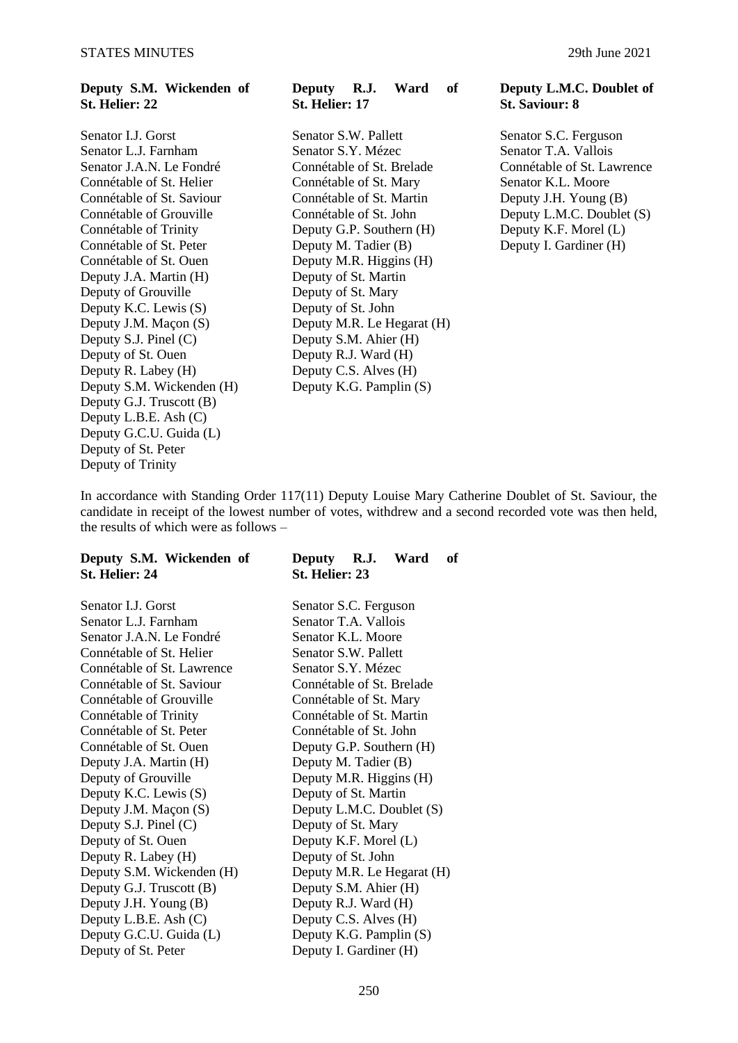**Deputy S.M. Wickenden of St. Helier: 22**

Senator I.J. Gorst
Senator L.J. Farnham
Senator J.A.N. Le Fondré
Connétable of St. Helier
Connétable of St. Saviour
Connétable of Grouville
Connétable of Trinity
Connétable of St. Peter
Connétable of St. Ouen
Deputy J.A. Martin (H)
Deputy of Grouville
Deputy K.C. Lewis (S)
Deputy J.M. Maçon (S)
Deputy S.J. Pinel (C)
Deputy of St. Ouen
Deputy R. Labey (H)
Deputy S.M. Wickenden (H)
Deputy G.J. Truscott (B)
Deputy L.B.E. Ash (C)
Deputy G.C.U. Guida (L)
Deputy of St. Peter
Deputy of Trinity

**Deputy R.J. Ward of St. Helier: 17**

Senator S.W. Pallett
Senator S.Y. Mézec
Connétable of St. Brelade
Connétable of St. Mary
Connétable of St. Martin
Connétable of St. John
Deputy G.P. Southern (H)
Deputy M. Tadier (B)
Deputy M.R. Higgins (H)
Deputy of St. Martin
Deputy of St. Mary
Deputy of St. John
Deputy M.R. Le Hegarat (H)
Deputy S.M. Ahier (H)
Deputy R.J. Ward (H)
Deputy C.S. Alves (H)
Deputy K.G. Pamplin (S)

**Deputy L.M.C. Doublet of St. Saviour: 8**

Senator S.C. Ferguson
Senator T.A. Vallois
Connétable of St. Lawrence
Senator K.L. Moore
Deputy J.H. Young (B)
Deputy L.M.C. Doublet (S)
Deputy K.F. Morel (L)
Deputy I. Gardiner (H)

In accordance with Standing Order 117(11) Deputy Louise Mary Catherine Doublet of St. Saviour, the candidate in receipt of the lowest number of votes, withdrew and a second recorded vote was then held, the results of which were as follows –

**Deputy S.M. Wickenden of St. Helier: 24**

Senator I.J. Gorst
Senator L.J. Farnham
Senator J.A.N. Le Fondré
Connétable of St. Helier
Connétable of St. Lawrence
Connétable of St. Saviour
Connétable of Grouville
Connétable of Trinity
Connétable of St. Peter
Connétable of St. Ouen
Deputy J.A. Martin (H)
Deputy of Grouville
Deputy K.C. Lewis (S)
Deputy J.M. Maçon (S)
Deputy S.J. Pinel (C)
Deputy of St. Ouen
Deputy R. Labey (H)
Deputy S.M. Wickenden (H)
Deputy G.J. Truscott (B)
Deputy J.H. Young (B)
Deputy L.B.E. Ash (C)
Deputy G.C.U. Guida (L)
Deputy of St. Peter

**Deputy R.J. Ward of St. Helier: 23**

Senator S.C. Ferguson
Senator T.A. Vallois
Senator K.L. Moore
Senator S.W. Pallett
Senator S.Y. Mézec
Connétable of St. Brelade
Connétable of St. Mary
Connétable of St. Martin
Connétable of St. John
Deputy G.P. Southern (H)
Deputy M. Tadier (B)
Deputy M.R. Higgins (H)
Deputy of St. Martin
Deputy L.M.C. Doublet (S)
Deputy of St. Mary
Deputy K.F. Morel (L)
Deputy of St. John
Deputy M.R. Le Hegarat (H)
Deputy S.M. Ahier (H)
Deputy R.J. Ward (H)
Deputy C.S. Alves (H)
Deputy K.G. Pamplin (S)
Deputy I. Gardiner (H)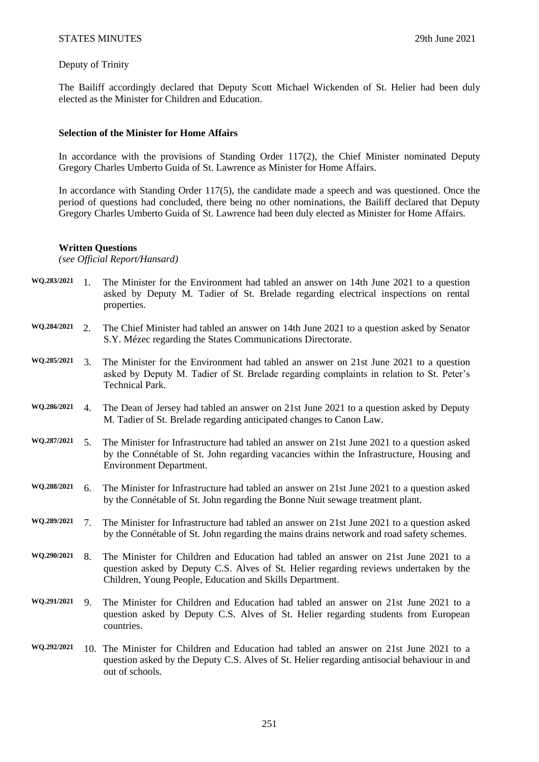Deputy of Trinity

The Bailiff accordingly declared that Deputy Scott Michael Wickenden of St. Helier had been duly elected as the Minister for Children and Education.

### Selection of the Minister for Home Affairs

In accordance with the provisions of Standing Order 117(2), the Chief Minister nominated Deputy Gregory Charles Umberto Guida of St. Lawrence as Minister for Home Affairs.

In accordance with Standing Order 117(5), the candidate made a speech and was questioned. Once the period of questions had concluded, there being no other nominations, the Bailiff declared that Deputy Gregory Charles Umberto Guida of St. Lawrence had been duly elected as Minister for Home Affairs.

### Written Questions

*(see Official Report/Hansard)*

**WQ.283/2021** 1. The Minister for the Environment had tabled an answer on 14th June 2021 to a question asked by Deputy M. Tadier of St. Brelade regarding electrical inspections on rental properties.

**WQ.284/2021** 2. The Chief Minister had tabled an answer on 14th June 2021 to a question asked by Senator S.Y. Mézec regarding the States Communications Directorate.

**WQ.285/2021** 3. The Minister for the Environment had tabled an answer on 21st June 2021 to a question asked by Deputy M. Tadier of St. Brelade regarding complaints in relation to St. Peter's Technical Park.

**WQ.286/2021** 4. The Dean of Jersey had tabled an answer on 21st June 2021 to a question asked by Deputy M. Tadier of St. Brelade regarding anticipated changes to Canon Law.

**WQ.287/2021** 5. The Minister for Infrastructure had tabled an answer on 21st June 2021 to a question asked by the Connétable of St. John regarding vacancies within the Infrastructure, Housing and Environment Department.

**WQ.288/2021** 6. The Minister for Infrastructure had tabled an answer on 21st June 2021 to a question asked by the Connétable of St. John regarding the Bonne Nuit sewage treatment plant.

**WQ.289/2021** 7. The Minister for Infrastructure had tabled an answer on 21st June 2021 to a question asked by the Connétable of St. John regarding the mains drains network and road safety schemes.

**WQ.290/2021** 8. The Minister for Children and Education had tabled an answer on 21st June 2021 to a question asked by Deputy C.S. Alves of St. Helier regarding reviews undertaken by the Children, Young People, Education and Skills Department.

**WQ.291/2021** 9. The Minister for Children and Education had tabled an answer on 21st June 2021 to a question asked by Deputy C.S. Alves of St. Helier regarding students from European countries.

**WQ.292/2021** 10. The Minister for Children and Education had tabled an answer on 21st June 2021 to a question asked by the Deputy C.S. Alves of St. Helier regarding antisocial behaviour in and out of schools.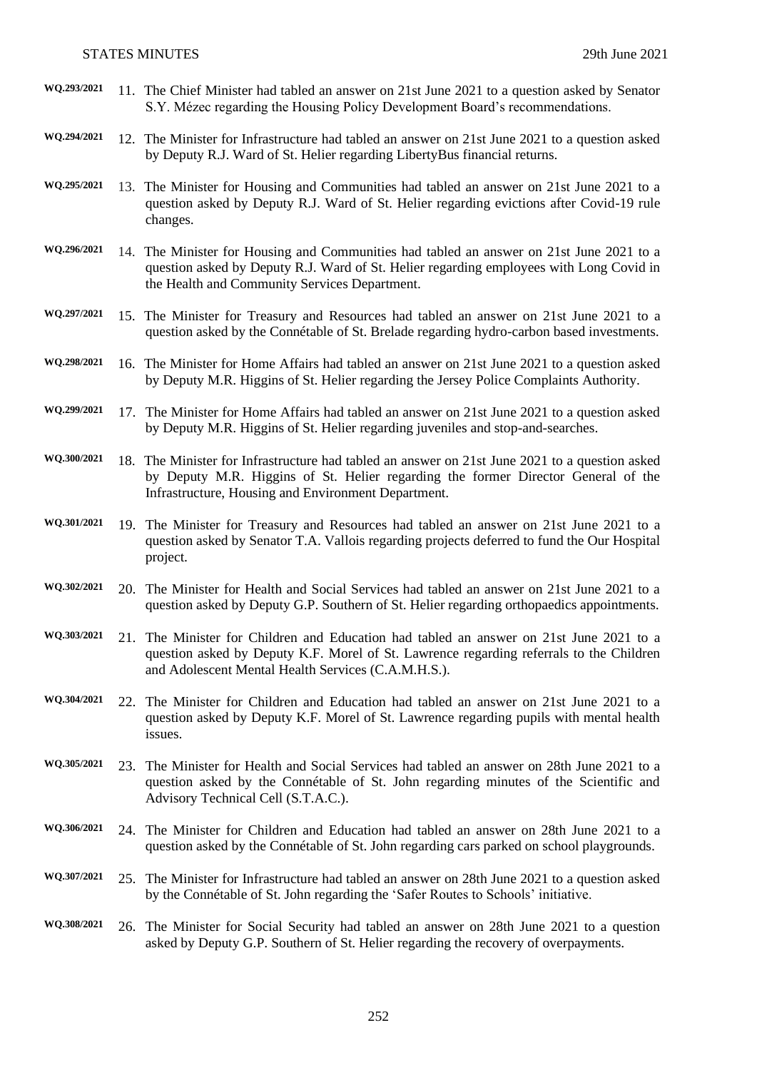**WQ.293/2021** 11. The Chief Minister had tabled an answer on 21st June 2021 to a question asked by Senator S.Y. Mézec regarding the Housing Policy Development Board's recommendations.

**WQ.294/2021** 12. The Minister for Infrastructure had tabled an answer on 21st June 2021 to a question asked by Deputy R.J. Ward of St. Helier regarding LibertyBus financial returns.

**WQ.295/2021** 13. The Minister for Housing and Communities had tabled an answer on 21st June 2021 to a question asked by Deputy R.J. Ward of St. Helier regarding evictions after Covid-19 rule changes.

**WQ.296/2021** 14. The Minister for Housing and Communities had tabled an answer on 21st June 2021 to a question asked by Deputy R.J. Ward of St. Helier regarding employees with Long Covid in the Health and Community Services Department.

**WQ.297/2021** 15. The Minister for Treasury and Resources had tabled an answer on 21st June 2021 to a question asked by the Connétable of St. Brelade regarding hydro-carbon based investments.

**WQ.298/2021** 16. The Minister for Home Affairs had tabled an answer on 21st June 2021 to a question asked by Deputy M.R. Higgins of St. Helier regarding the Jersey Police Complaints Authority.

**WQ.299/2021** 17. The Minister for Home Affairs had tabled an answer on 21st June 2021 to a question asked by Deputy M.R. Higgins of St. Helier regarding juveniles and stop-and-searches.

**WQ.300/2021** 18. The Minister for Infrastructure had tabled an answer on 21st June 2021 to a question asked by Deputy M.R. Higgins of St. Helier regarding the former Director General of the Infrastructure, Housing and Environment Department.

**WQ.301/2021** 19. The Minister for Treasury and Resources had tabled an answer on 21st June 2021 to a question asked by Senator T.A. Vallois regarding projects deferred to fund the Our Hospital project.

**WQ.302/2021** 20. The Minister for Health and Social Services had tabled an answer on 21st June 2021 to a question asked by Deputy G.P. Southern of St. Helier regarding orthopaedics appointments.

**WQ.303/2021** 21. The Minister for Children and Education had tabled an answer on 21st June 2021 to a question asked by Deputy K.F. Morel of St. Lawrence regarding referrals to the Children and Adolescent Mental Health Services (C.A.M.H.S.).

**WQ.304/2021** 22. The Minister for Children and Education had tabled an answer on 21st June 2021 to a question asked by Deputy K.F. Morel of St. Lawrence regarding pupils with mental health issues.

**WQ.305/2021** 23. The Minister for Health and Social Services had tabled an answer on 28th June 2021 to a question asked by the Connétable of St. John regarding minutes of the Scientific and Advisory Technical Cell (S.T.A.C.).

**WQ.306/2021** 24. The Minister for Children and Education had tabled an answer on 28th June 2021 to a question asked by the Connétable of St. John regarding cars parked on school playgrounds.

**WQ.307/2021** 25. The Minister for Infrastructure had tabled an answer on 28th June 2021 to a question asked by the Connétable of St. John regarding the 'Safer Routes to Schools' initiative.

**WQ.308/2021** 26. The Minister for Social Security had tabled an answer on 28th June 2021 to a question asked by Deputy G.P. Southern of St. Helier regarding the recovery of overpayments.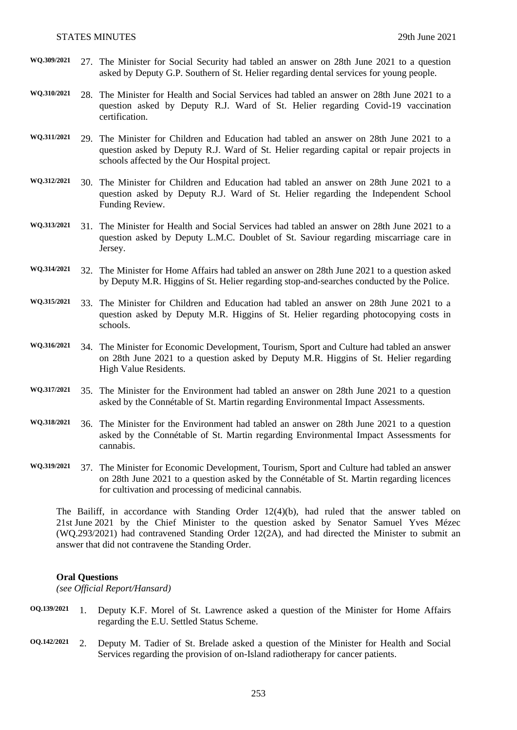WQ.309/2021 27. The Minister for Social Security had tabled an answer on 28th June 2021 to a question asked by Deputy G.P. Southern of St. Helier regarding dental services for young people.

WQ.310/2021 28. The Minister for Health and Social Services had tabled an answer on 28th June 2021 to a question asked by Deputy R.J. Ward of St. Helier regarding Covid-19 vaccination certification.

WQ.311/2021 29. The Minister for Children and Education had tabled an answer on 28th June 2021 to a question asked by Deputy R.J. Ward of St. Helier regarding capital or repair projects in schools affected by the Our Hospital project.

WQ.312/2021 30. The Minister for Children and Education had tabled an answer on 28th June 2021 to a question asked by Deputy R.J. Ward of St. Helier regarding the Independent School Funding Review.

WQ.313/2021 31. The Minister for Health and Social Services had tabled an answer on 28th June 2021 to a question asked by Deputy L.M.C. Doublet of St. Saviour regarding miscarriage care in Jersey.

WQ.314/2021 32. The Minister for Home Affairs had tabled an answer on 28th June 2021 to a question asked by Deputy M.R. Higgins of St. Helier regarding stop-and-searches conducted by the Police.

WQ.315/2021 33. The Minister for Children and Education had tabled an answer on 28th June 2021 to a question asked by Deputy M.R. Higgins of St. Helier regarding photocopying costs in schools.

WQ.316/2021 34. The Minister for Economic Development, Tourism, Sport and Culture had tabled an answer on 28th June 2021 to a question asked by Deputy M.R. Higgins of St. Helier regarding High Value Residents.

WQ.317/2021 35. The Minister for the Environment had tabled an answer on 28th June 2021 to a question asked by the Connétable of St. Martin regarding Environmental Impact Assessments.

WQ.318/2021 36. The Minister for the Environment had tabled an answer on 28th June 2021 to a question asked by the Connétable of St. Martin regarding Environmental Impact Assessments for cannabis.

WQ.319/2021 37. The Minister for Economic Development, Tourism, Sport and Culture had tabled an answer on 28th June 2021 to a question asked by the Connétable of St. Martin regarding licences for cultivation and processing of medicinal cannabis.

The Bailiff, in accordance with Standing Order 12(4)(b), had ruled that the answer tabled on 21st June 2021 by the Chief Minister to the question asked by Senator Samuel Yves Mézec (WQ.293/2021) had contravened Standing Order 12(2A), and had directed the Minister to submit an answer that did not contravene the Standing Order.

**Oral Questions**

*(see Official Report/Hansard)*

OQ.139/2021 1. Deputy K.F. Morel of St. Lawrence asked a question of the Minister for Home Affairs regarding the E.U. Settled Status Scheme.

OQ.142/2021 2. Deputy M. Tadier of St. Brelade asked a question of the Minister for Health and Social Services regarding the provision of on-Island radiotherapy for cancer patients.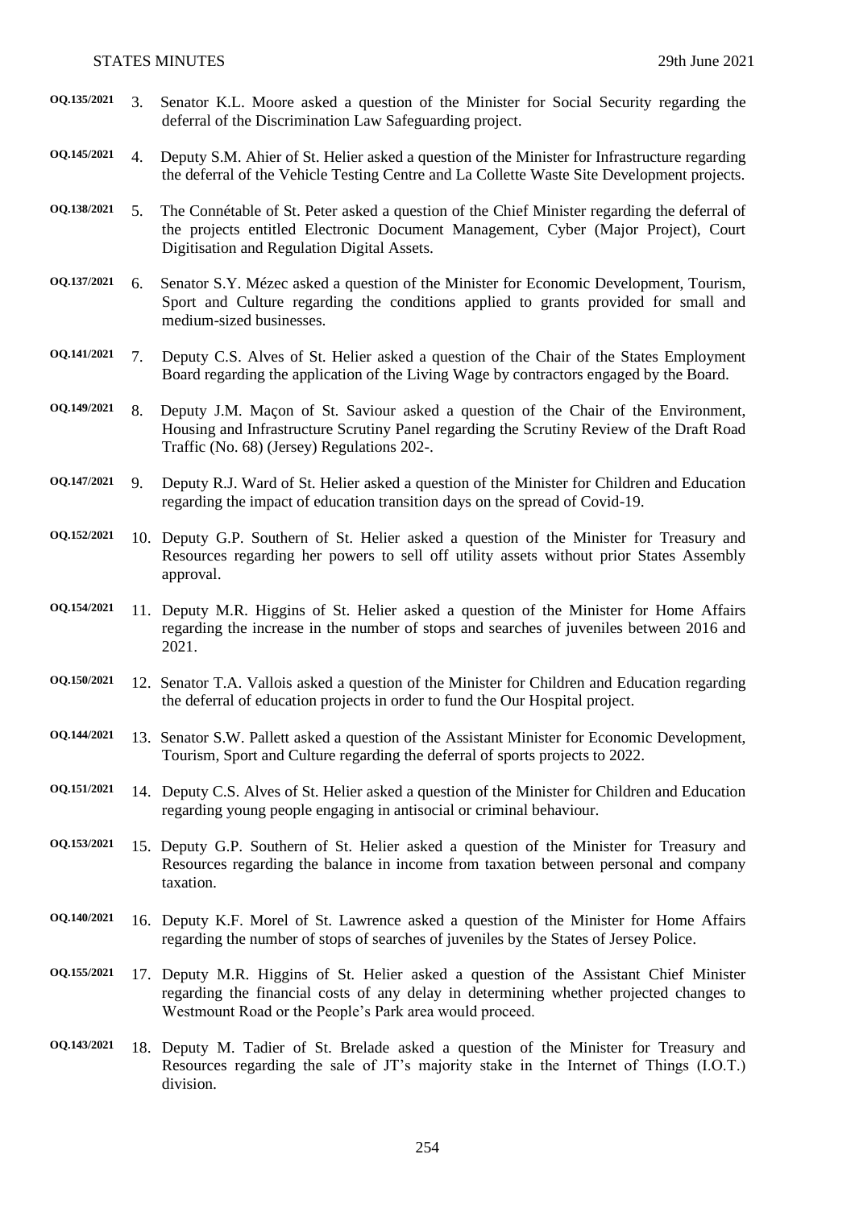**OQ.135/2021** 3. Senator K.L. Moore asked a question of the Minister for Social Security regarding the deferral of the Discrimination Law Safeguarding project.

**OQ.145/2021** 4. Deputy S.M. Ahier of St. Helier asked a question of the Minister for Infrastructure regarding the deferral of the Vehicle Testing Centre and La Collette Waste Site Development projects.

**OQ.138/2021** 5. The Connétable of St. Peter asked a question of the Chief Minister regarding the deferral of the projects entitled Electronic Document Management, Cyber (Major Project), Court Digitisation and Regulation Digital Assets.

**OQ.137/2021** 6. Senator S.Y. Mézec asked a question of the Minister for Economic Development, Tourism, Sport and Culture regarding the conditions applied to grants provided for small and medium-sized businesses.

**OQ.141/2021** 7. Deputy C.S. Alves of St. Helier asked a question of the Chair of the States Employment Board regarding the application of the Living Wage by contractors engaged by the Board.

**OQ.149/2021** 8. Deputy J.M. Maçon of St. Saviour asked a question of the Chair of the Environment, Housing and Infrastructure Scrutiny Panel regarding the Scrutiny Review of the Draft Road Traffic (No. 68) (Jersey) Regulations 202-.

**OQ.147/2021** 9. Deputy R.J. Ward of St. Helier asked a question of the Minister for Children and Education regarding the impact of education transition days on the spread of Covid-19.

**OQ.152/2021** 10. Deputy G.P. Southern of St. Helier asked a question of the Minister for Treasury and Resources regarding her powers to sell off utility assets without prior States Assembly approval.

**OQ.154/2021** 11. Deputy M.R. Higgins of St. Helier asked a question of the Minister for Home Affairs regarding the increase in the number of stops and searches of juveniles between 2016 and 2021.

**OQ.150/2021** 12. Senator T.A. Vallois asked a question of the Minister for Children and Education regarding the deferral of education projects in order to fund the Our Hospital project.

**OQ.144/2021** 13. Senator S.W. Pallett asked a question of the Assistant Minister for Economic Development, Tourism, Sport and Culture regarding the deferral of sports projects to 2022.

**OQ.151/2021** 14. Deputy C.S. Alves of St. Helier asked a question of the Minister for Children and Education regarding young people engaging in antisocial or criminal behaviour.

**OQ.153/2021** 15. Deputy G.P. Southern of St. Helier asked a question of the Minister for Treasury and Resources regarding the balance in income from taxation between personal and company taxation.

**OQ.140/2021** 16. Deputy K.F. Morel of St. Lawrence asked a question of the Minister for Home Affairs regarding the number of stops of searches of juveniles by the States of Jersey Police.

**OQ.155/2021** 17. Deputy M.R. Higgins of St. Helier asked a question of the Assistant Chief Minister regarding the financial costs of any delay in determining whether projected changes to Westmount Road or the People's Park area would proceed.

**OQ.143/2021** 18. Deputy M. Tadier of St. Brelade asked a question of the Minister for Treasury and Resources regarding the sale of JT's majority stake in the Internet of Things (I.O.T.) division.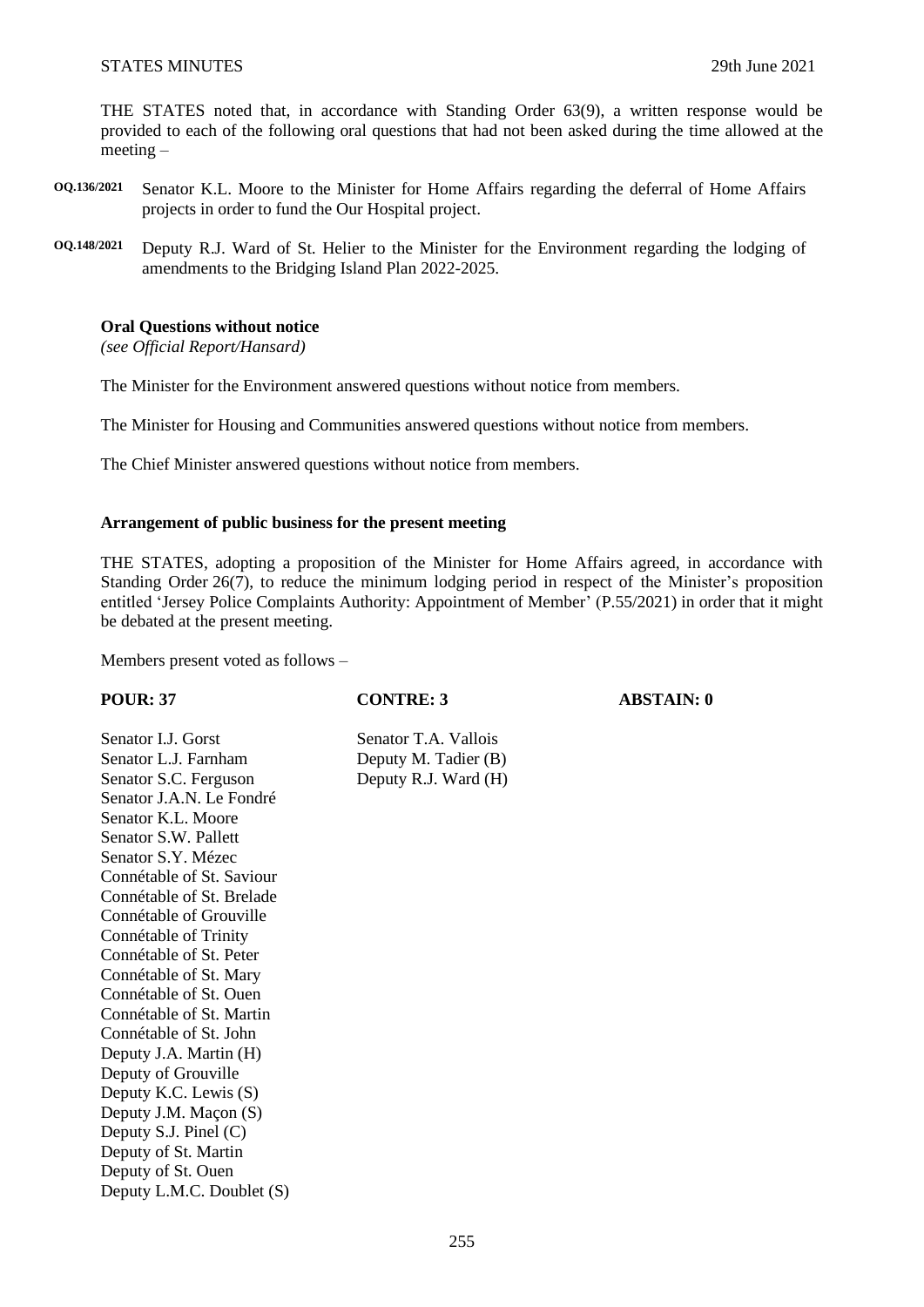THE STATES noted that, in accordance with Standing Order 63(9), a written response would be provided to each of the following oral questions that had not been asked during the time allowed at the meeting –

**OQ.136/2021** Senator K.L. Moore to the Minister for Home Affairs regarding the deferral of Home Affairs projects in order to fund the Our Hospital project.

**OQ.148/2021** Deputy R.J. Ward of St. Helier to the Minister for the Environment regarding the lodging of amendments to the Bridging Island Plan 2022-2025.

**Oral Questions without notice**
*(see Official Report/Hansard)*

The Minister for the Environment answered questions without notice from members.

The Minister for Housing and Communities answered questions without notice from members.

The Chief Minister answered questions without notice from members.

**Arrangement of public business for the present meeting**

THE STATES, adopting a proposition of the Minister for Home Affairs agreed, in accordance with Standing Order 26(7), to reduce the minimum lodging period in respect of the Minister's proposition entitled 'Jersey Police Complaints Authority: Appointment of Member' (P.55/2021) in order that it might be debated at the present meeting.

Members present voted as follows –

| POUR: 37 | CONTRE: 3 | ABSTAIN: 0 |
|---|---|---|
| Senator I.J. Gorst | Senator T.A. Vallois | |
| Senator L.J. Farnham | Deputy M. Tadier (B) | |
| Senator S.C. Ferguson | Deputy R.J. Ward (H) | |
| Senator J.A.N. Le Fondré | | |
| Senator K.L. Moore | | |
| Senator S.W. Pallett | | |
| Senator S.Y. Mézec | | |
| Connétable of St. Saviour | | |
| Connétable of St. Brelade | | |
| Connétable of Grouville | | |
| Connétable of Trinity | | |
| Connétable of St. Peter | | |
| Connétable of St. Mary | | |
| Connétable of St. Ouen | | |
| Connétable of St. Martin | | |
| Connétable of St. John | | |
| Deputy J.A. Martin (H) | | |
| Deputy of Grouville | | |
| Deputy K.C. Lewis (S) | | |
| Deputy J.M. Maçon (S) | | |
| Deputy S.J. Pinel (C) | | |
| Deputy of St. Martin | | |
| Deputy of St. Ouen | | |
| Deputy L.M.C. Doublet (S) | | |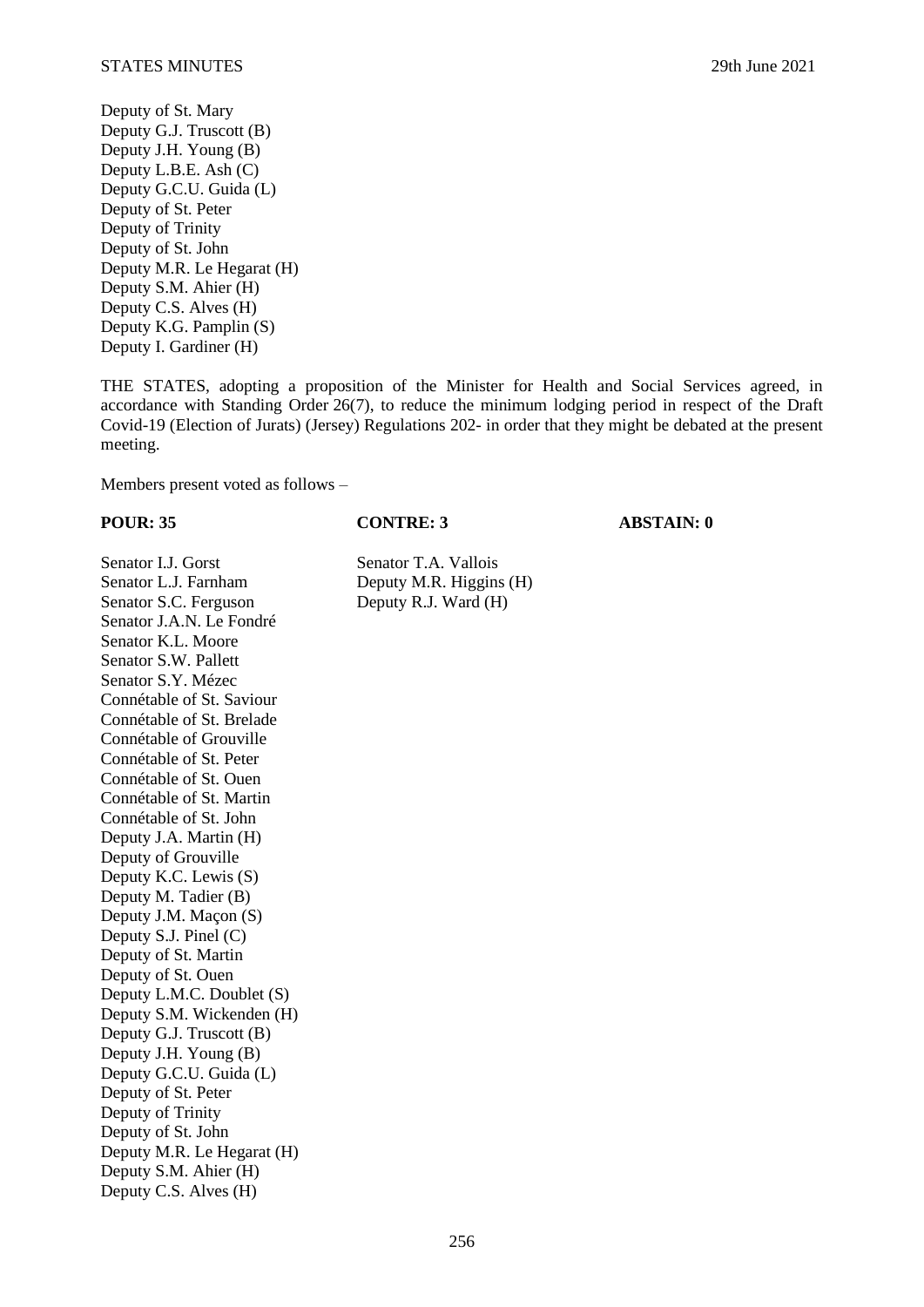Deputy of St. Mary
Deputy G.J. Truscott (B)
Deputy J.H. Young (B)
Deputy L.B.E. Ash (C)
Deputy G.C.U. Guida (L)
Deputy of St. Peter
Deputy of Trinity
Deputy of St. John
Deputy M.R. Le Hegarat (H)
Deputy S.M. Ahier (H)
Deputy C.S. Alves (H)
Deputy K.G. Pamplin (S)
Deputy I. Gardiner (H)

THE STATES, adopting a proposition of the Minister for Health and Social Services agreed, in accordance with Standing Order 26(7), to reduce the minimum lodging period in respect of the Draft Covid-19 (Election of Jurats) (Jersey) Regulations 202- in order that they might be debated at the present meeting.

Members present voted as follows –

| POUR: 35 | CONTRE: 3 | ABSTAIN: 0 |
|---|---|---|
| Senator I.J. Gorst | Senator T.A. Vallois | |
| Senator L.J. Farnham | Deputy M.R. Higgins (H) | |
| Senator S.C. Ferguson | Deputy R.J. Ward (H) | |
| Senator J.A.N. Le Fondré | | |
| Senator K.L. Moore | | |
| Senator S.W. Pallett | | |
| Senator S.Y. Mézec | | |
| Connétable of St. Saviour | | |
| Connétable of St. Brelade | | |
| Connétable of Grouville | | |
| Connétable of St. Peter | | |
| Connétable of St. Ouen | | |
| Connétable of St. Martin | | |
| Connétable of St. John | | |
| Deputy J.A. Martin (H) | | |
| Deputy of Grouville | | |
| Deputy K.C. Lewis (S) | | |
| Deputy M. Tadier (B) | | |
| Deputy J.M. Maçon (S) | | |
| Deputy S.J. Pinel (C) | | |
| Deputy of St. Martin | | |
| Deputy of St. Ouen | | |
| Deputy L.M.C. Doublet (S) | | |
| Deputy S.M. Wickenden (H) | | |
| Deputy G.J. Truscott (B) | | |
| Deputy J.H. Young (B) | | |
| Deputy G.C.U. Guida (L) | | |
| Deputy of St. Peter | | |
| Deputy of Trinity | | |
| Deputy of St. John | | |
| Deputy M.R. Le Hegarat (H) | | |
| Deputy S.M. Ahier (H) | | |
| Deputy C.S. Alves (H) | | |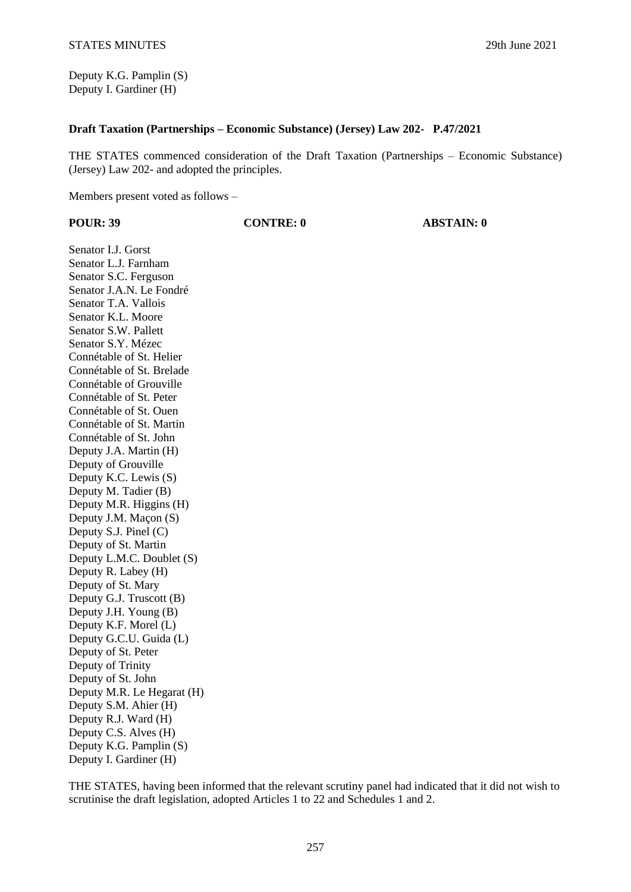Deputy K.G. Pamplin (S)
Deputy I. Gardiner (H)

**Draft Taxation (Partnerships – Economic Substance) (Jersey) Law 202- P.47/2021**

THE STATES commenced consideration of the Draft Taxation (Partnerships – Economic Substance) (Jersey) Law 202- and adopted the principles.

Members present voted as follows –

| **POUR: 39** | **CONTRE: 0** | **ABSTAIN: 0** |
|---|---|---|

Senator I.J. Gorst
Senator L.J. Farnham
Senator S.C. Ferguson
Senator J.A.N. Le Fondré
Senator T.A. Vallois
Senator K.L. Moore
Senator S.W. Pallett
Senator S.Y. Mézec
Connétable of St. Helier
Connétable of St. Brelade
Connétable of Grouville
Connétable of St. Peter
Connétable of St. Ouen
Connétable of St. Martin
Connétable of St. John
Deputy J.A. Martin (H)
Deputy of Grouville
Deputy K.C. Lewis (S)
Deputy M. Tadier (B)
Deputy M.R. Higgins (H)
Deputy J.M. Maçon (S)
Deputy S.J. Pinel (C)
Deputy of St. Martin
Deputy L.M.C. Doublet (S)
Deputy R. Labey (H)
Deputy of St. Mary
Deputy G.J. Truscott (B)
Deputy J.H. Young (B)
Deputy K.F. Morel (L)
Deputy G.C.U. Guida (L)
Deputy of St. Peter
Deputy of Trinity
Deputy of St. John
Deputy M.R. Le Hegarat (H)
Deputy S.M. Ahier (H)
Deputy R.J. Ward (H)
Deputy C.S. Alves (H)
Deputy K.G. Pamplin (S)
Deputy I. Gardiner (H)

THE STATES, having been informed that the relevant scrutiny panel had indicated that it did not wish to scrutinise the draft legislation, adopted Articles 1 to 22 and Schedules 1 and 2.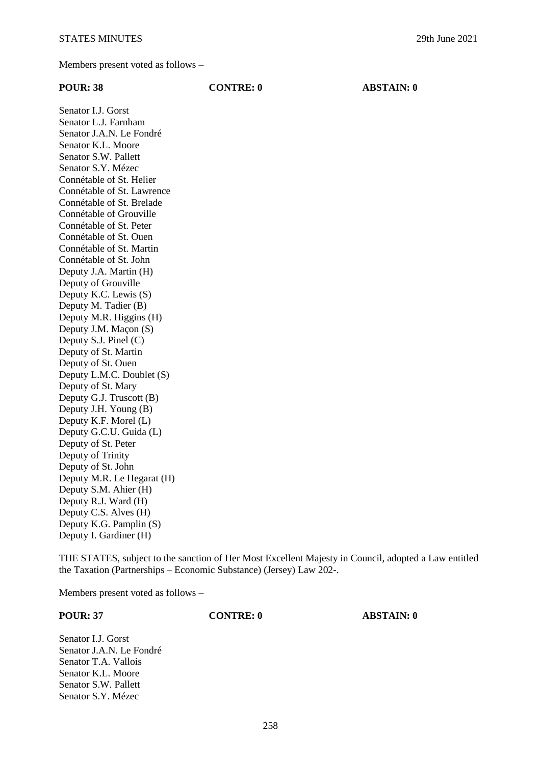Members present voted as follows –

**POUR: 38** **CONTRE: 0** **ABSTAIN: 0**

Senator I.J. Gorst
Senator L.J. Farnham
Senator J.A.N. Le Fondré
Senator K.L. Moore
Senator S.W. Pallett
Senator S.Y. Mézec
Connétable of St. Helier
Connétable of St. Lawrence
Connétable of St. Brelade
Connétable of Grouville
Connétable of St. Peter
Connétable of St. Ouen
Connétable of St. Martin
Connétable of St. John
Deputy J.A. Martin (H)
Deputy of Grouville
Deputy K.C. Lewis (S)
Deputy M. Tadier (B)
Deputy M.R. Higgins (H)
Deputy J.M. Maçon (S)
Deputy S.J. Pinel (C)
Deputy of St. Martin
Deputy of St. Ouen
Deputy L.M.C. Doublet (S)
Deputy of St. Mary
Deputy G.J. Truscott (B)
Deputy J.H. Young (B)
Deputy K.F. Morel (L)
Deputy G.C.U. Guida (L)
Deputy of St. Peter
Deputy of Trinity
Deputy of St. John
Deputy M.R. Le Hegarat (H)
Deputy S.M. Ahier (H)
Deputy R.J. Ward (H)
Deputy C.S. Alves (H)
Deputy K.G. Pamplin (S)
Deputy I. Gardiner (H)

THE STATES, subject to the sanction of Her Most Excellent Majesty in Council, adopted a Law entitled the Taxation (Partnerships – Economic Substance) (Jersey) Law 202-.

Members present voted as follows –

**POUR: 37** **CONTRE: 0** **ABSTAIN: 0**

Senator I.J. Gorst
Senator J.A.N. Le Fondré
Senator T.A. Vallois
Senator K.L. Moore
Senator S.W. Pallett
Senator S.Y. Mézec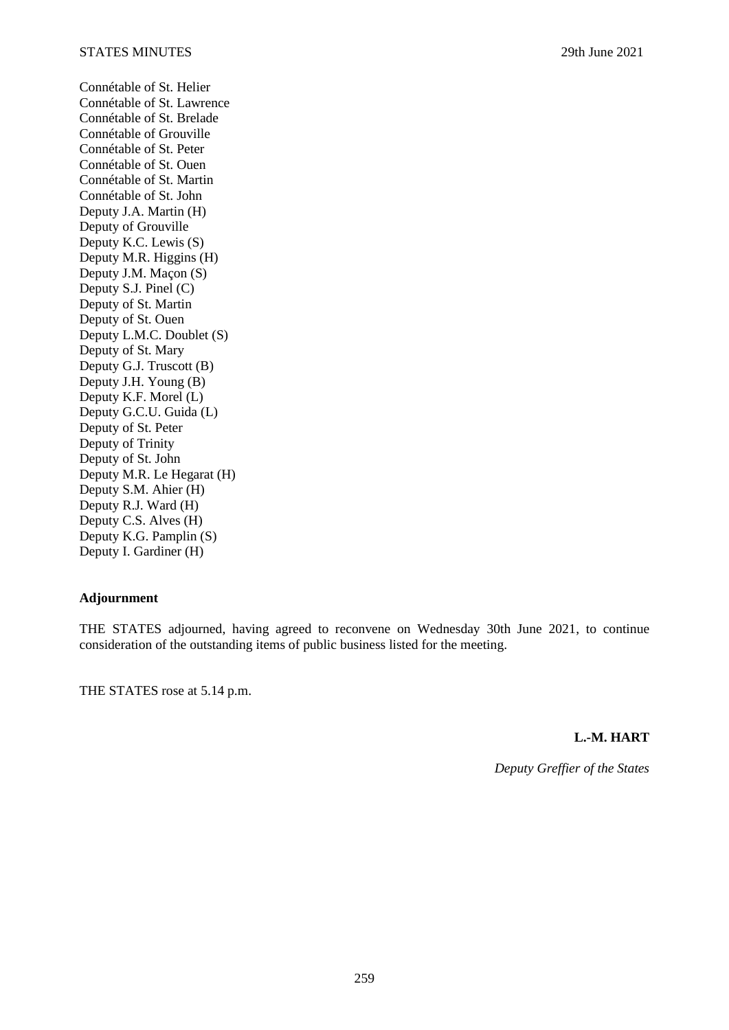Connétable of St. Helier
Connétable of St. Lawrence
Connétable of St. Brelade
Connétable of Grouville
Connétable of St. Peter
Connétable of St. Ouen
Connétable of St. Martin
Connétable of St. John
Deputy J.A. Martin (H)
Deputy of Grouville
Deputy K.C. Lewis (S)
Deputy M.R. Higgins (H)
Deputy J.M. Maçon (S)
Deputy S.J. Pinel (C)
Deputy of St. Martin
Deputy of St. Ouen
Deputy L.M.C. Doublet (S)
Deputy of St. Mary
Deputy G.J. Truscott (B)
Deputy J.H. Young (B)
Deputy K.F. Morel (L)
Deputy G.C.U. Guida (L)
Deputy of St. Peter
Deputy of Trinity
Deputy of St. John
Deputy M.R. Le Hegarat (H)
Deputy S.M. Ahier (H)
Deputy R.J. Ward (H)
Deputy C.S. Alves (H)
Deputy K.G. Pamplin (S)
Deputy I. Gardiner (H)

**Adjournment**

THE STATES adjourned, having agreed to reconvene on Wednesday 30th June 2021, to continue consideration of the outstanding items of public business listed for the meeting.

THE STATES rose at 5.14 p.m.

**L.-M. HART**

*Deputy Greffier of the States*